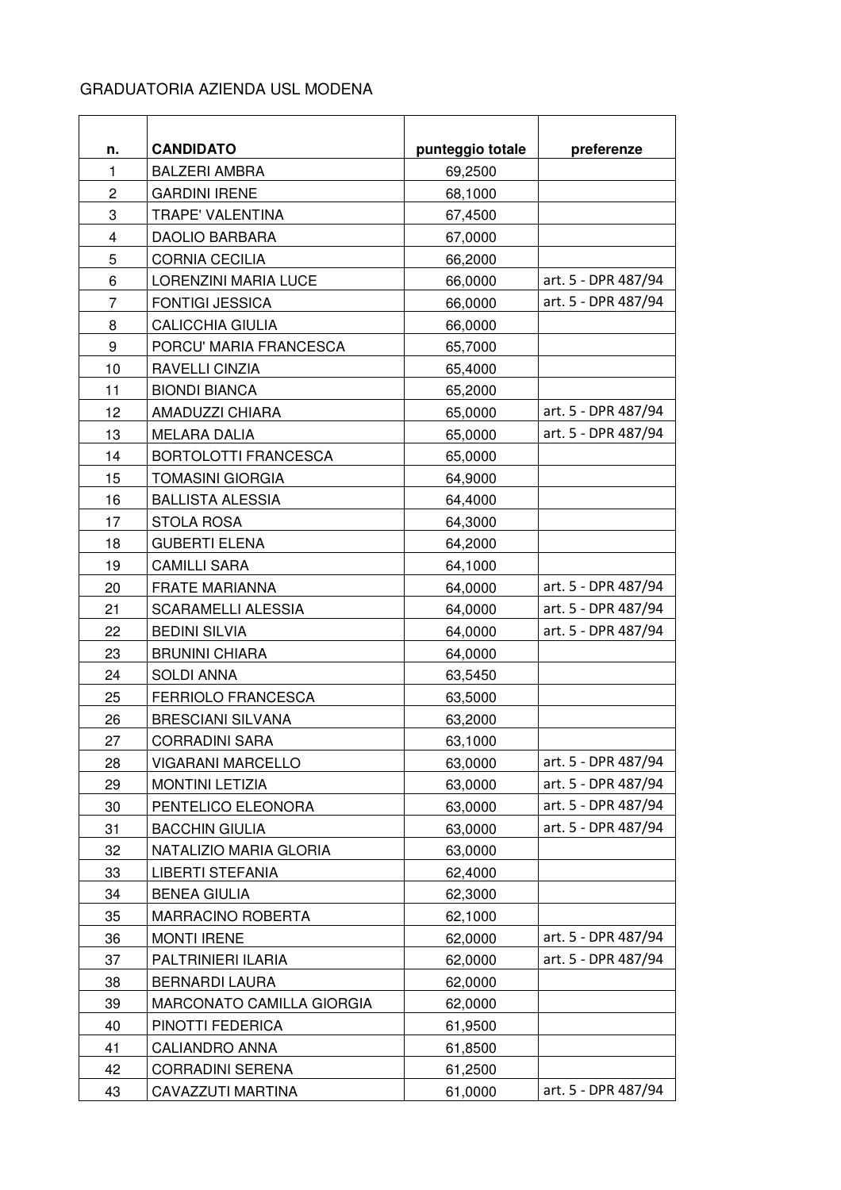GRADUATORIA AZIENDA USL MODENA

| n. | CANDIDATO | punteggio totale | preferenze |
|---|---|---|---|
| 1 | BALZERI AMBRA | 69,2500 | |
| 2 | GARDINI IRENE | 68,1000 | |
| 3 | TRAPE' VALENTINA | 67,4500 | |
| 4 | DAOLIO BARBARA | 67,0000 | |
| 5 | CORNIA CECILIA | 66,2000 | |
| 6 | LORENZINI MARIA LUCE | 66,0000 | art. 5 - DPR 487/94 |
| 7 | FONTIGI JESSICA | 66,0000 | art. 5 - DPR 487/94 |
| 8 | CALICCHIA GIULIA | 66,0000 | |
| 9 | PORCU' MARIA FRANCESCA | 65,7000 | |
| 10 | RAVELLI CINZIA | 65,4000 | |
| 11 | BIONDI BIANCA | 65,2000 | |
| 12 | AMADUZZI CHIARA | 65,0000 | art. 5 - DPR 487/94 |
| 13 | MELARA DALIA | 65,0000 | art. 5 - DPR 487/94 |
| 14 | BORTOLOTTI FRANCESCA | 65,0000 | |
| 15 | TOMASINI GIORGIA | 64,9000 | |
| 16 | BALLISTA ALESSIA | 64,4000 | |
| 17 | STOLA ROSA | 64,3000 | |
| 18 | GUBERTI ELENA | 64,2000 | |
| 19 | CAMILLI SARA | 64,1000 | |
| 20 | FRATE MARIANNA | 64,0000 | art. 5 - DPR 487/94 |
| 21 | SCARAMELLI ALESSIA | 64,0000 | art. 5 - DPR 487/94 |
| 22 | BEDINI SILVIA | 64,0000 | art. 5 - DPR 487/94 |
| 23 | BRUNINI CHIARA | 64,0000 | |
| 24 | SOLDI ANNA | 63,5450 | |
| 25 | FERRIOLO FRANCESCA | 63,5000 | |
| 26 | BRESCIANI SILVANA | 63,2000 | |
| 27 | CORRADINI SARA | 63,1000 | |
| 28 | VIGARANI MARCELLO | 63,0000 | art. 5 - DPR 487/94 |
| 29 | MONTINI LETIZIA | 63,0000 | art. 5 - DPR 487/94 |
| 30 | PENTELICO ELEONORA | 63,0000 | art. 5 - DPR 487/94 |
| 31 | BACCHIN GIULIA | 63,0000 | art. 5 - DPR 487/94 |
| 32 | NATALIZIO MARIA GLORIA | 63,0000 | |
| 33 | LIBERTI STEFANIA | 62,4000 | |
| 34 | BENEA GIULIA | 62,3000 | |
| 35 | MARRACINO ROBERTA | 62,1000 | |
| 36 | MONTI IRENE | 62,0000 | art. 5 - DPR 487/94 |
| 37 | PALTRINIERI ILARIA | 62,0000 | art. 5 - DPR 487/94 |
| 38 | BERNARDI LAURA | 62,0000 | |
| 39 | MARCONATO CAMILLA GIORGIA | 62,0000 | |
| 40 | PINOTTI FEDERICA | 61,9500 | |
| 41 | CALIANDRO ANNA | 61,8500 | |
| 42 | CORRADINI SERENA | 61,2500 | |
| 43 | CAVAZZUTI MARTINA | 61,0000 | art. 5 - DPR 487/94 |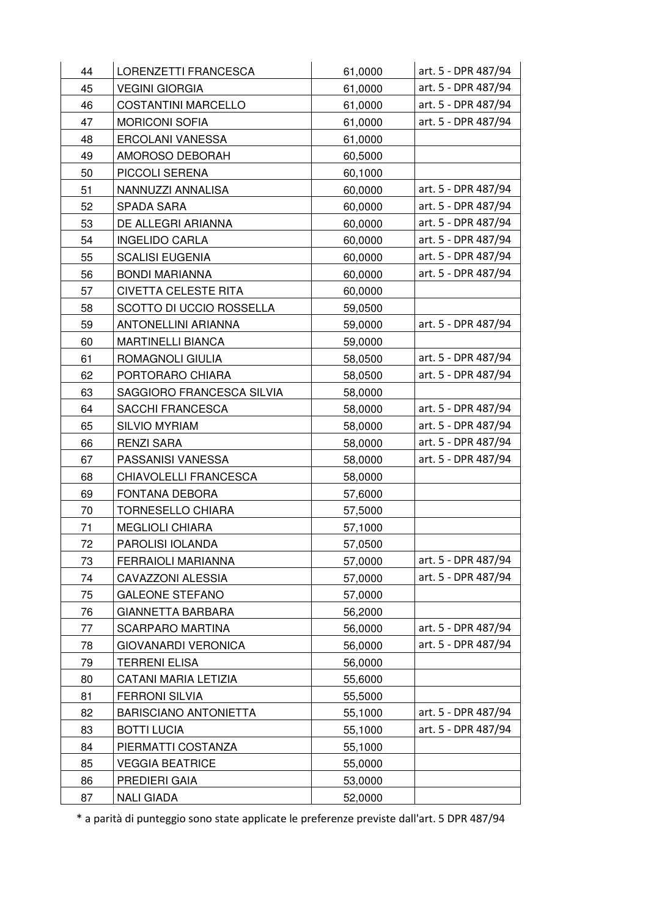| | | | |
|---|---|---|---|
| 44 | LORENZETTI FRANCESCA | 61,0000 | art. 5 - DPR 487/94 |
| 45 | VEGINI GIORGIA | 61,0000 | art. 5 - DPR 487/94 |
| 46 | COSTANTINI MARCELLO | 61,0000 | art. 5 - DPR 487/94 |
| 47 | MORICONI SOFIA | 61,0000 | art. 5 - DPR 487/94 |
| 48 | ERCOLANI VANESSA | 61,0000 | |
| 49 | AMOROSO DEBORAH | 60,5000 | |
| 50 | PICCOLI SERENA | 60,1000 | |
| 51 | NANNUZZI ANNALISA | 60,0000 | art. 5 - DPR 487/94 |
| 52 | SPADA SARA | 60,0000 | art. 5 - DPR 487/94 |
| 53 | DE ALLEGRI ARIANNA | 60,0000 | art. 5 - DPR 487/94 |
| 54 | INGELIDO CARLA | 60,0000 | art. 5 - DPR 487/94 |
| 55 | SCALISI EUGENIA | 60,0000 | art. 5 - DPR 487/94 |
| 56 | BONDI MARIANNA | 60,0000 | art. 5 - DPR 487/94 |
| 57 | CIVETTA CELESTE RITA | 60,0000 | |
| 58 | SCOTTO DI UCCIO ROSSELLA | 59,0500 | |
| 59 | ANTONELLINI ARIANNA | 59,0000 | art. 5 - DPR 487/94 |
| 60 | MARTINELLI BIANCA | 59,0000 | |
| 61 | ROMAGNOLI GIULIA | 58,0500 | art. 5 - DPR 487/94 |
| 62 | PORTORARO CHIARA | 58,0500 | art. 5 - DPR 487/94 |
| 63 | SAGGIORO FRANCESCA SILVIA | 58,0000 | |
| 64 | SACCHI FRANCESCA | 58,0000 | art. 5 - DPR 487/94 |
| 65 | SILVIO MYRIAM | 58,0000 | art. 5 - DPR 487/94 |
| 66 | RENZI SARA | 58,0000 | art. 5 - DPR 487/94 |
| 67 | PASSANISI VANESSA | 58,0000 | art. 5 - DPR 487/94 |
| 68 | CHIAVOLELLI FRANCESCA | 58,0000 | |
| 69 | FONTANA DEBORA | 57,6000 | |
| 70 | TORNESELLO CHIARA | 57,5000 | |
| 71 | MEGLIOLI CHIARA | 57,1000 | |
| 72 | PAROLISI IOLANDA | 57,0500 | |
| 73 | FERRAIOLI MARIANNA | 57,0000 | art. 5 - DPR 487/94 |
| 74 | CAVAZZONI ALESSIA | 57,0000 | art. 5 - DPR 487/94 |
| 75 | GALEONE STEFANO | 57,0000 | |
| 76 | GIANNETTA BARBARA | 56,2000 | |
| 77 | SCARPARO MARTINA | 56,0000 | art. 5 - DPR 487/94 |
| 78 | GIOVANARDI VERONICA | 56,0000 | art. 5 - DPR 487/94 |
| 79 | TERRENI ELISA | 56,0000 | |
| 80 | CATANI MARIA LETIZIA | 55,6000 | |
| 81 | FERRONI SILVIA | 55,5000 | |
| 82 | BARISCIANO ANTONIETTA | 55,1000 | art. 5 - DPR 487/94 |
| 83 | BOTTI LUCIA | 55,1000 | art. 5 - DPR 487/94 |
| 84 | PIERMATTI COSTANZA | 55,1000 | |
| 85 | VEGGIA BEATRICE | 55,0000 | |
| 86 | PREDIERI GAIA | 53,0000 | |
| 87 | NALI GIADA | 52,0000 | |

* a parità di punteggio sono state applicate le preferenze previste dall'art. 5 DPR 487/94